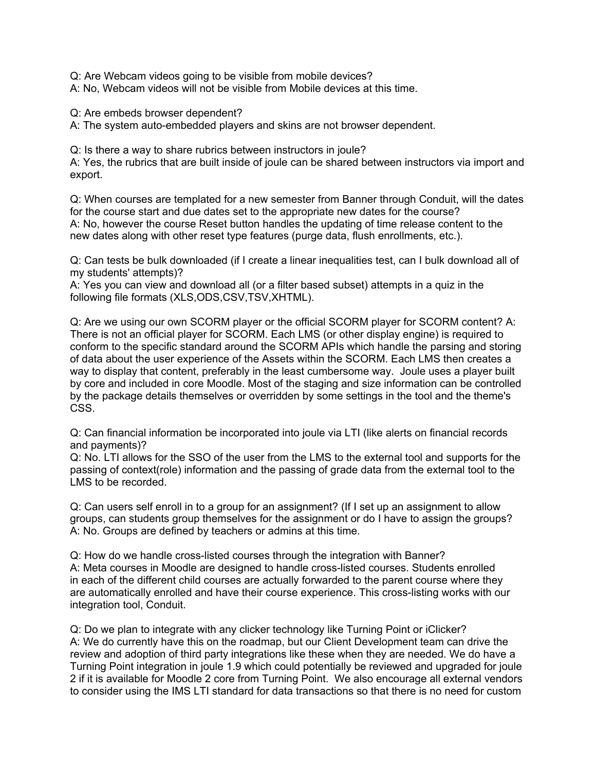Q: Are Webcam videos going to be visible from mobile devices?
A: No, Webcam videos will not be visible from Mobile devices at this time.

Q: Are embeds browser dependent?
A: The system auto-embedded players and skins are not browser dependent.

Q: Is there a way to share rubrics between instructors in joule?
A: Yes, the rubrics that are built inside of joule can be shared between instructors via import and export.

Q: When courses are templated for a new semester from Banner through Conduit, will the dates for the course start and due dates set to the appropriate new dates for the course?
A: No, however the course Reset button handles the updating of time release content to the new dates along with other reset type features (purge data, flush enrollments, etc.).

Q: Can tests be bulk downloaded (if I create a linear inequalities test, can I bulk download all of my students' attempts)?
A: Yes you can view and download all (or a filter based subset) attempts in a quiz in the following file formats (XLS,ODS,CSV,TSV,XHTML).

Q: Are we using our own SCORM player or the official SCORM player for SCORM content? A: There is not an official player for SCORM. Each LMS (or other display engine) is required to conform to the specific standard around the SCORM APIs which handle the parsing and storing of data about the user experience of the Assets within the SCORM. Each LMS then creates a way to display that content, preferably in the least cumbersome way. Joule uses a player built by core and included in core Moodle. Most of the staging and size information can be controlled by the package details themselves or overridden by some settings in the tool and the theme's CSS.

Q: Can financial information be incorporated into joule via LTI (like alerts on financial records and payments)?
Q: No. LTI allows for the SSO of the user from the LMS to the external tool and supports for the passing of context(role) information and the passing of grade data from the external tool to the LMS to be recorded.

Q: Can users self enroll in to a group for an assignment? (If I set up an assignment to allow groups, can students group themselves for the assignment or do I have to assign the groups?
A: No. Groups are defined by teachers or admins at this time.

Q: How do we handle cross-listed courses through the integration with Banner?
A: Meta courses in Moodle are designed to handle cross-listed courses. Students enrolled in each of the different child courses are actually forwarded to the parent course where they are automatically enrolled and have their course experience. This cross-listing works with our integration tool, Conduit.

Q: Do we plan to integrate with any clicker technology like Turning Point or iClicker?
A: We do currently have this on the roadmap, but our Client Development team can drive the review and adoption of third party integrations like these when they are needed. We do have a Turning Point integration in joule 1.9 which could potentially be reviewed and upgraded for joule 2 if it is available for Moodle 2 core from Turning Point. We also encourage all external vendors to consider using the IMS LTI standard for data transactions so that there is no need for custom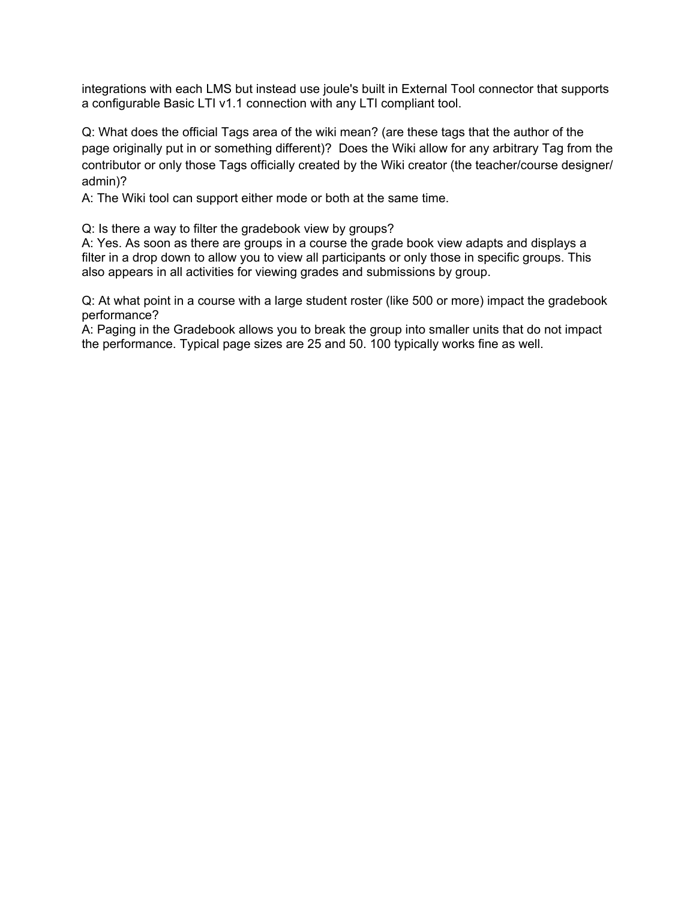integrations with each LMS but instead use joule's built in External Tool connector that supports a configurable Basic LTI v1.1 connection with any LTI compliant tool.

Q: What does the official Tags area of the wiki mean? (are these tags that the author of the page originally put in or something different)? Does the Wiki allow for any arbitrary Tag from the contributor or only those Tags officially created by the Wiki creator (the teacher/course designer/admin)?
A: The Wiki tool can support either mode or both at the same time.

Q: Is there a way to filter the gradebook view by groups?
A: Yes. As soon as there are groups in a course the grade book view adapts and displays a filter in a drop down to allow you to view all participants or only those in specific groups. This also appears in all activities for viewing grades and submissions by group.

Q: At what point in a course with a large student roster (like 500 or more) impact the gradebook performance?
A: Paging in the Gradebook allows you to break the group into smaller units that do not impact the performance. Typical page sizes are 25 and 50. 100 typically works fine as well.